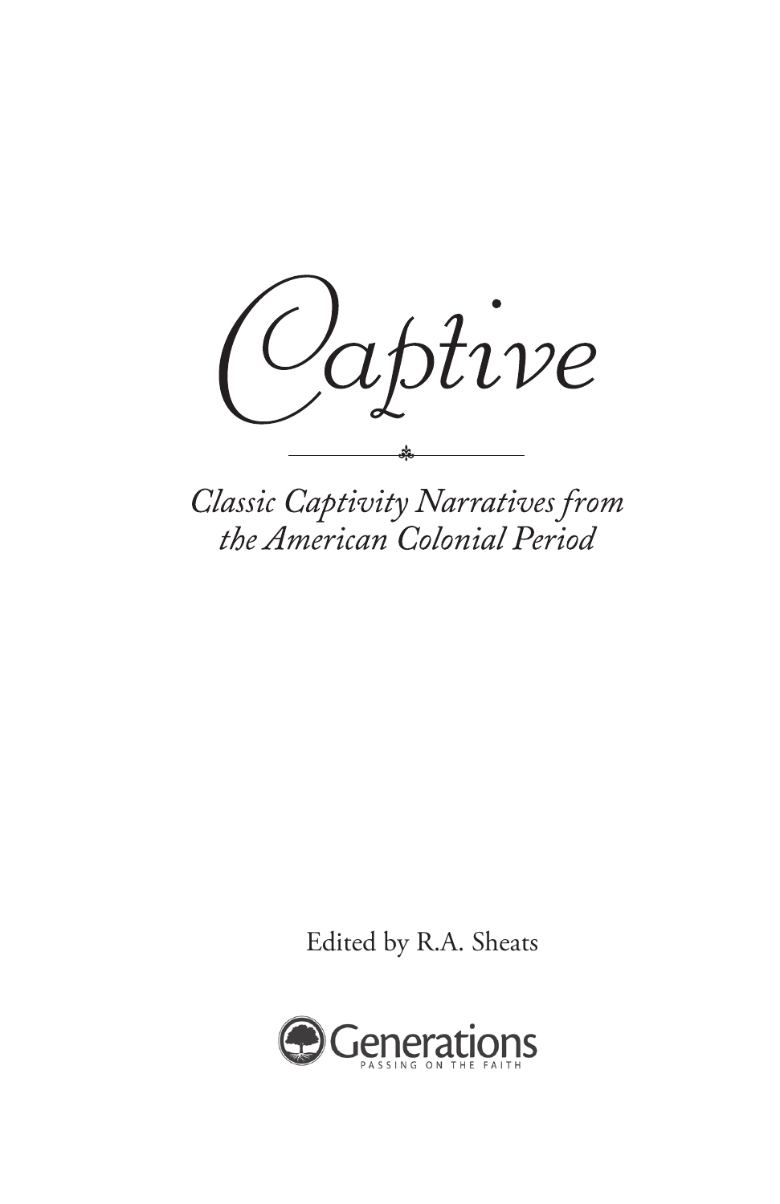# Captive

*Classic Captivity Narratives from the American Colonial Period*

Edited by R.A. Sheats

Generations
PASSING ON THE FAITH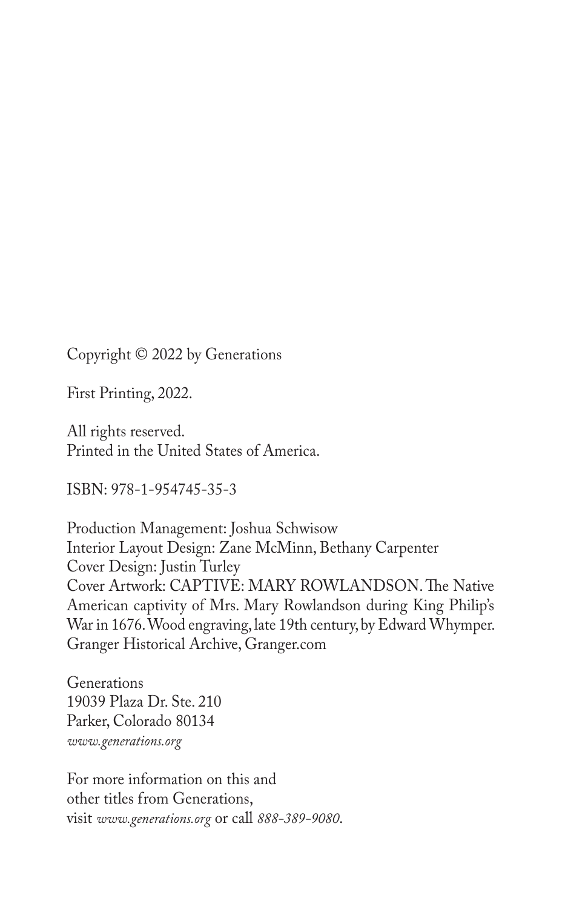Copyright © 2022 by Generations

First Printing, 2022.

All rights reserved.
Printed in the United States of America.

ISBN: 978-1-954745-35-3

Production Management: Joshua Schwisow
Interior Layout Design: Zane McMinn, Bethany Carpenter
Cover Design: Justin Turley
Cover Artwork: CAPTIVE: MARY ROWLANDSON. The Native American captivity of Mrs. Mary Rowlandson during King Philip's War in 1676. Wood engraving, late 19th century, by Edward Whymper. Granger Historical Archive, Granger.com

Generations
19039 Plaza Dr. Ste. 210
Parker, Colorado 80134
*www.generations.org*

For more information on this and
other titles from Generations,
visit *www.generations.org* or call *888-389-9080*.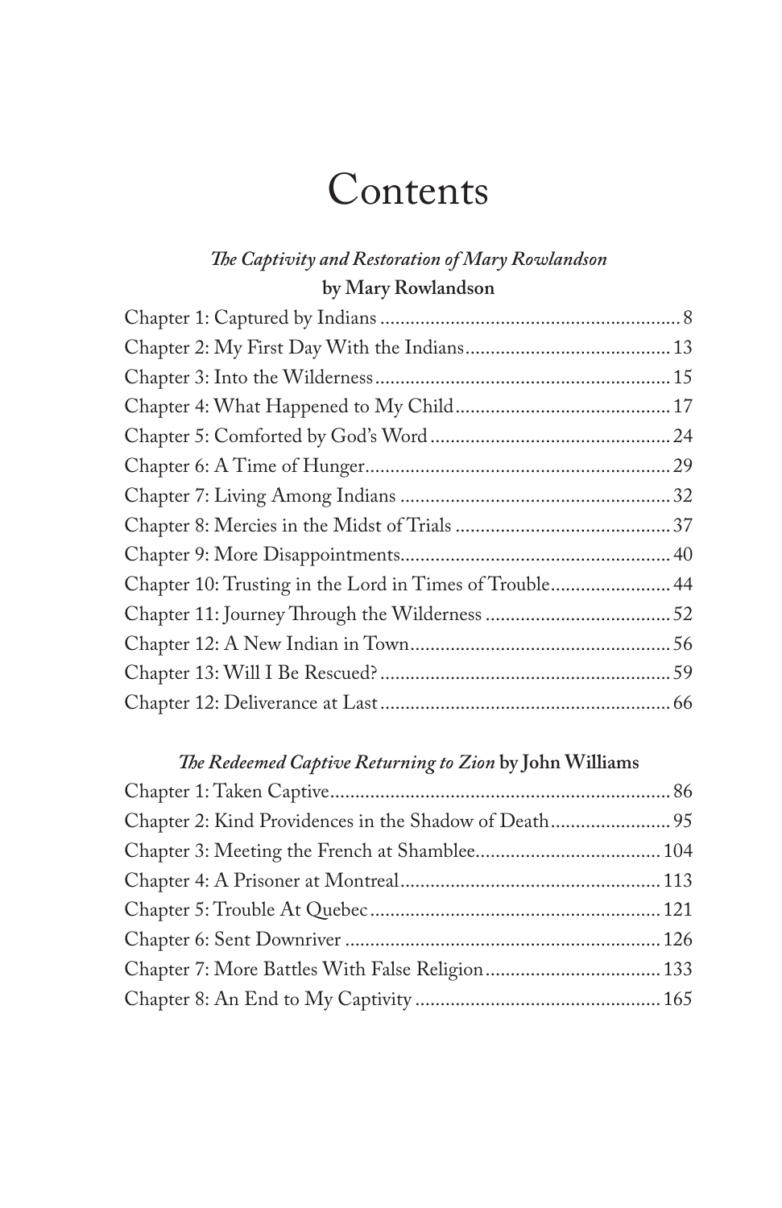# Contents

### *The Captivity and Restoration of Mary Rowlandson*
### by Mary Rowlandson

Chapter 1: Captured by Indians ... 8
Chapter 2: My First Day With the Indians ... 13
Chapter 3: Into the Wilderness ... 15
Chapter 4: What Happened to My Child ... 17
Chapter 5: Comforted by God's Word ... 24
Chapter 6: A Time of Hunger ... 29
Chapter 7: Living Among Indians ... 32
Chapter 8: Mercies in the Midst of Trials ... 37
Chapter 9: More Disappointments ... 40
Chapter 10: Trusting in the Lord in Times of Trouble ... 44
Chapter 11: Journey Through the Wilderness ... 52
Chapter 12: A New Indian in Town ... 56
Chapter 13: Will I Be Rescued? ... 59
Chapter 12: Deliverance at Last ... 66

### *The Redeemed Captive Returning to Zion* by John Williams

Chapter 1: Taken Captive ... 86
Chapter 2: Kind Providences in the Shadow of Death ... 95
Chapter 3: Meeting the French at Shamblee ... 104
Chapter 4: A Prisoner at Montreal ... 113
Chapter 5: Trouble At Quebec ... 121
Chapter 6: Sent Downriver ... 126
Chapter 7: More Battles With False Religion ... 133
Chapter 8: An End to My Captivity ... 165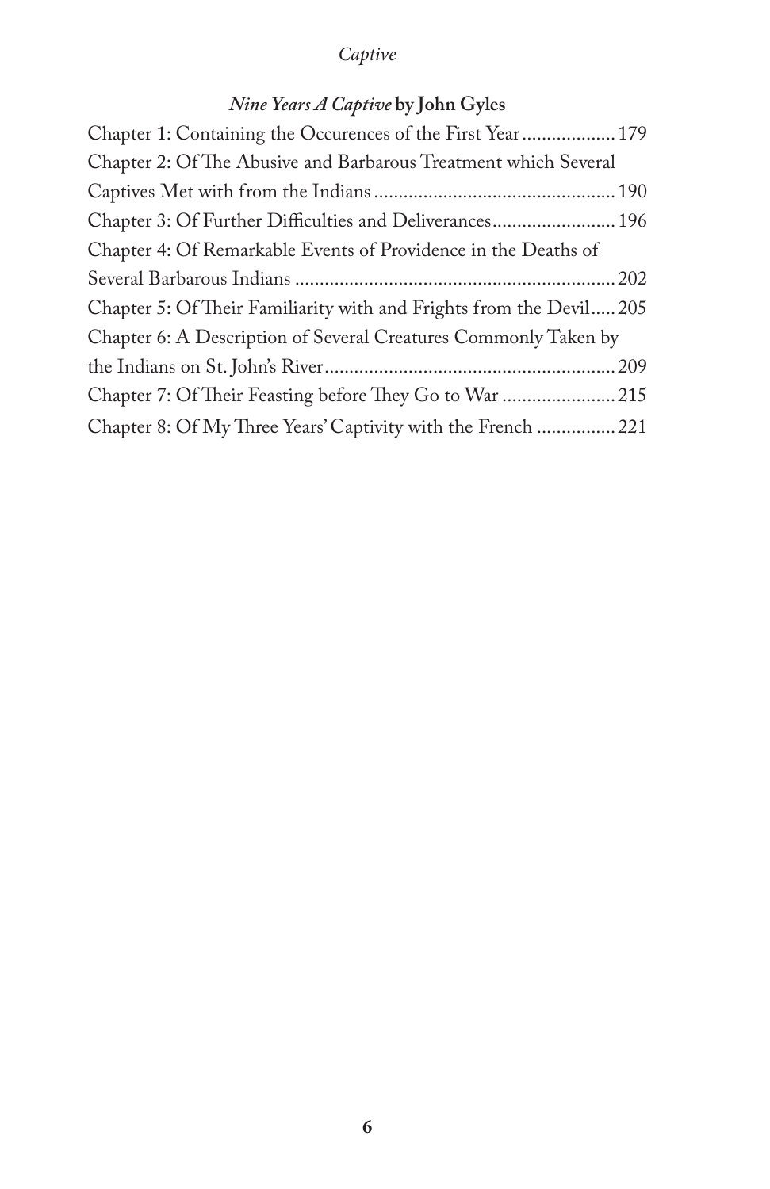### *Nine Years A Captive* by John Gyles

Chapter 1: Containing the Occurences of the First Year .................. 179

Chapter 2: Of The Abusive and Barbarous Treatment which Several Captives Met with from the Indians ................................................ 190

Chapter 3: Of Further Difficulties and Deliverances ........................ 196

Chapter 4: Of Remarkable Events of Providence in the Deaths of Several Barbarous Indians ................................................................ 202

Chapter 5: Of Their Familiarity with and Frights from the Devil ..... 205

Chapter 6: A Description of Several Creatures Commonly Taken by the Indians on St. John's River .......................................................... 209

Chapter 7: Of Their Feasting before They Go to War ....................... 215

Chapter 8: Of My Three Years' Captivity with the French ................ 221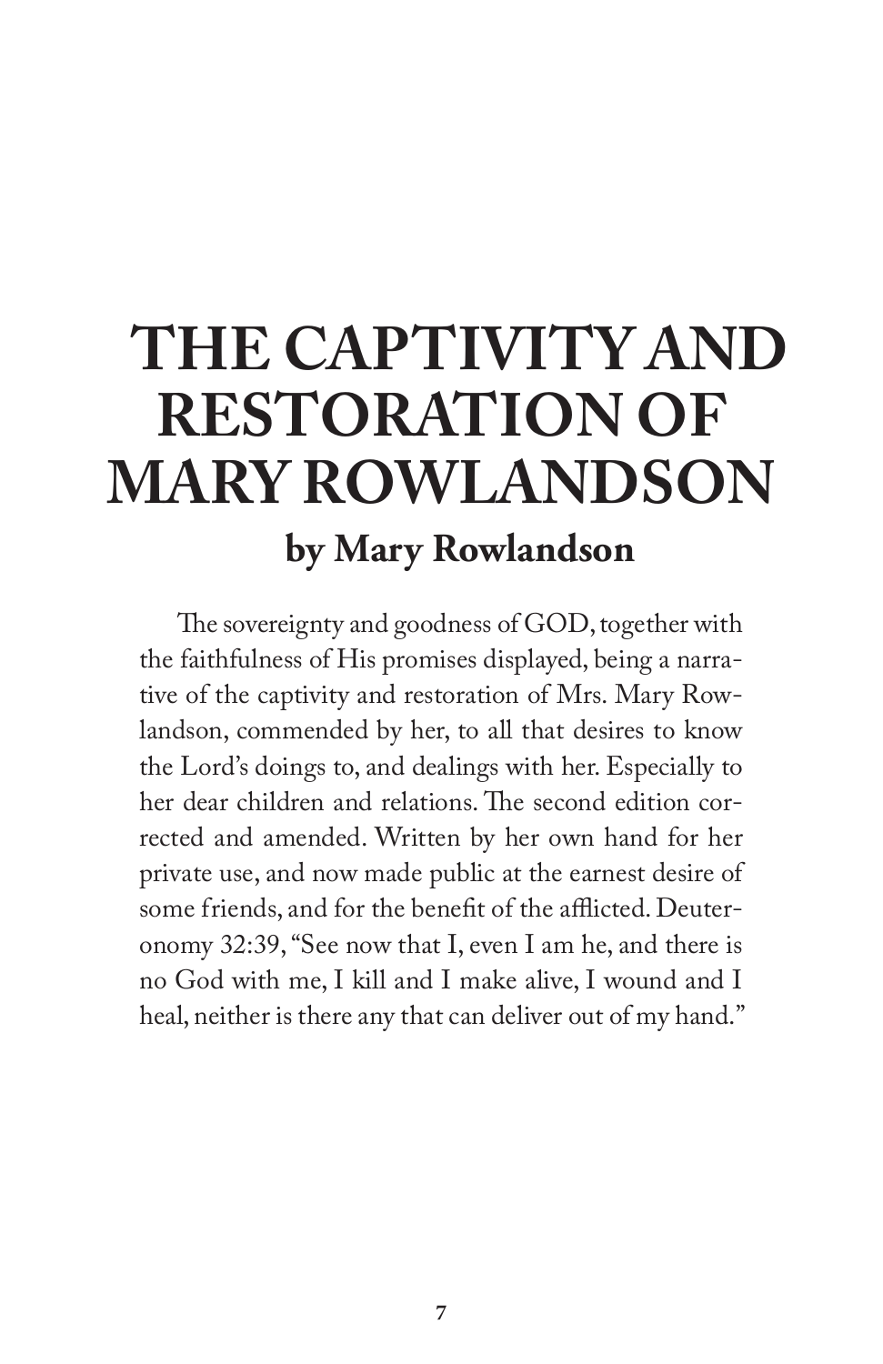# THE CAPTIVITY AND RESTORATION OF MARY ROWLANDSON

## by Mary Rowlandson

The sovereignty and goodness of GOD, together with the faithfulness of His promises displayed, being a narrative of the captivity and restoration of Mrs. Mary Rowlandson, commended by her, to all that desires to know the Lord's doings to, and dealings with her. Especially to her dear children and relations. The second edition corrected and amended. Written by her own hand for her private use, and now made public at the earnest desire of some friends, and for the benefit of the afflicted. Deuteronomy 32:39, "See now that I, even I am he, and there is no God with me, I kill and I make alive, I wound and I heal, neither is there any that can deliver out of my hand."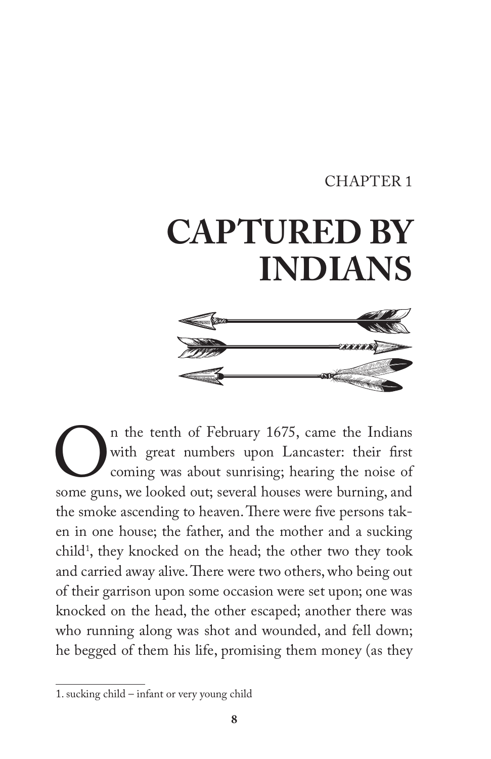CHAPTER 1

# CAPTURED BY INDIANS

On the tenth of February 1675, came the Indians with great numbers upon Lancaster: their first coming was about sunrising; hearing the noise of some guns, we looked out; several houses were burning, and the smoke ascending to heaven. There were five persons taken in one house; the father, and the mother and a sucking child[1], they knocked on the head; the other two they took and carried away alive. There were two others, who being out of their garrison upon some occasion were set upon; one was knocked on the head, the other escaped; another there was who running along was shot and wounded, and fell down; he begged of them his life, promising them money (as they

1. sucking child – infant or very young child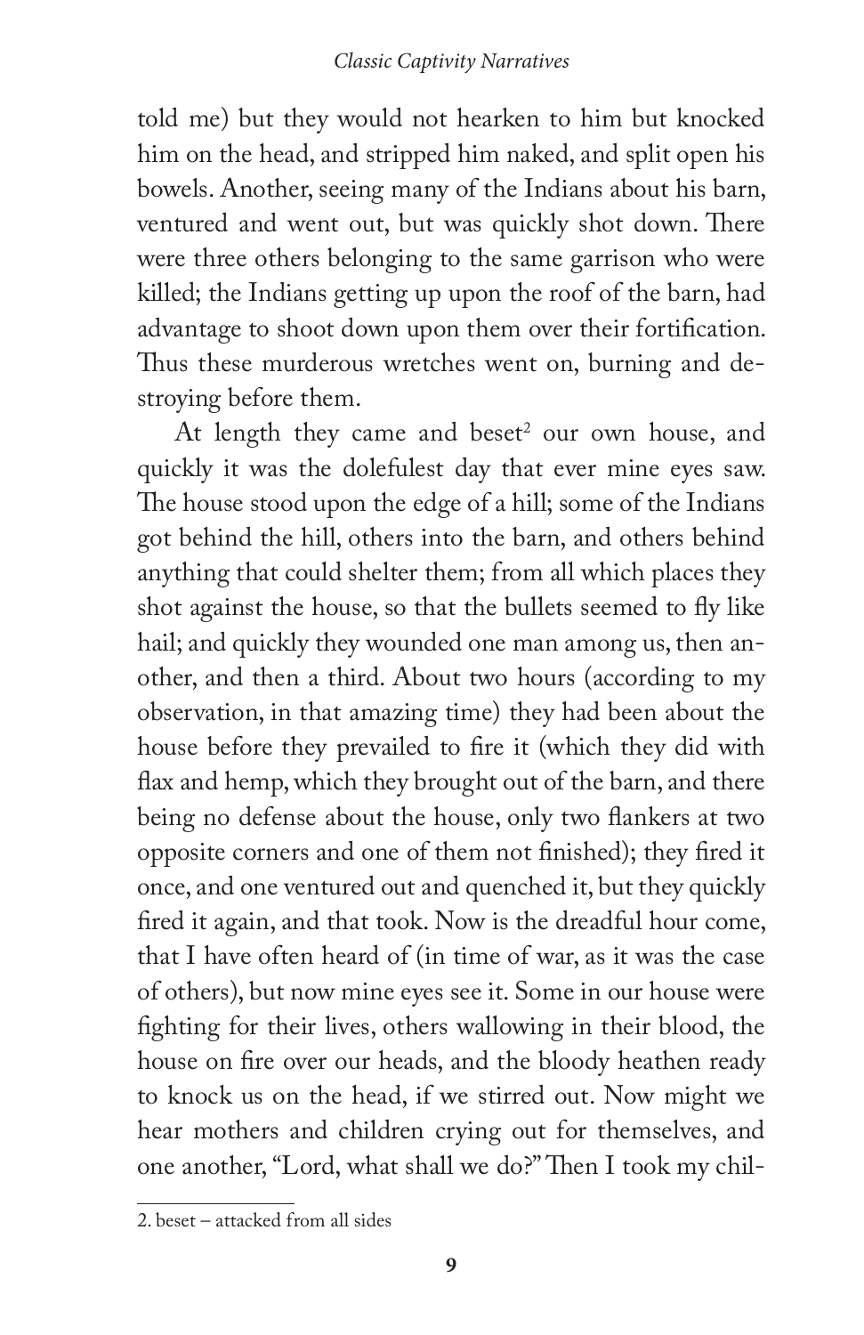told me) but they would not hearken to him but knocked him on the head, and stripped him naked, and split open his bowels. Another, seeing many of the Indians about his barn, ventured and went out, but was quickly shot down. There were three others belonging to the same garrison who were killed; the Indians getting up upon the roof of the barn, had advantage to shoot down upon them over their fortification. Thus these murderous wretches went on, burning and destroying before them.

At length they came and beset[2] our own house, and quickly it was the dolefulest day that ever mine eyes saw. The house stood upon the edge of a hill; some of the Indians got behind the hill, others into the barn, and others behind anything that could shelter them; from all which places they shot against the house, so that the bullets seemed to fly like hail; and quickly they wounded one man among us, then another, and then a third. About two hours (according to my observation, in that amazing time) they had been about the house before they prevailed to fire it (which they did with flax and hemp, which they brought out of the barn, and there being no defense about the house, only two flankers at two opposite corners and one of them not finished); they fired it once, and one ventured out and quenched it, but they quickly fired it again, and that took. Now is the dreadful hour come, that I have often heard of (in time of war, as it was the case of others), but now mine eyes see it. Some in our house were fighting for their lives, others wallowing in their blood, the house on fire over our heads, and the bloody heathen ready to knock us on the head, if we stirred out. Now might we hear mothers and children crying out for themselves, and one another, "Lord, what shall we do?" Then I took my chil-

2. beset – attacked from all sides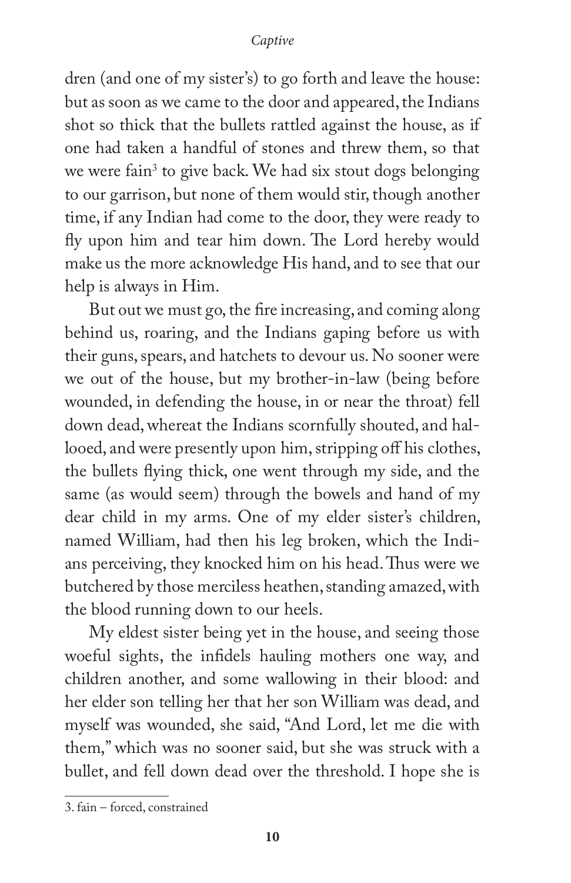dren (and one of my sister's) to go forth and leave the house: but as soon as we came to the door and appeared, the Indians shot so thick that the bullets rattled against the house, as if one had taken a handful of stones and threw them, so that we were fain[3] to give back. We had six stout dogs belonging to our garrison, but none of them would stir, though another time, if any Indian had come to the door, they were ready to fly upon him and tear him down. The Lord hereby would make us the more acknowledge His hand, and to see that our help is always in Him.

But out we must go, the fire increasing, and coming along behind us, roaring, and the Indians gaping before us with their guns, spears, and hatchets to devour us. No sooner were we out of the house, but my brother-in-law (being before wounded, in defending the house, in or near the throat) fell down dead, whereat the Indians scornfully shouted, and hallooed, and were presently upon him, stripping off his clothes, the bullets flying thick, one went through my side, and the same (as would seem) through the bowels and hand of my dear child in my arms. One of my elder sister's children, named William, had then his leg broken, which the Indians perceiving, they knocked him on his head. Thus were we butchered by those merciless heathen, standing amazed, with the blood running down to our heels.

My eldest sister being yet in the house, and seeing those woeful sights, the infidels hauling mothers one way, and children another, and some wallowing in their blood: and her elder son telling her that her son William was dead, and myself was wounded, she said, "And Lord, let me die with them," which was no sooner said, but she was struck with a bullet, and fell down dead over the threshold. I hope she is

3. fain – forced, constrained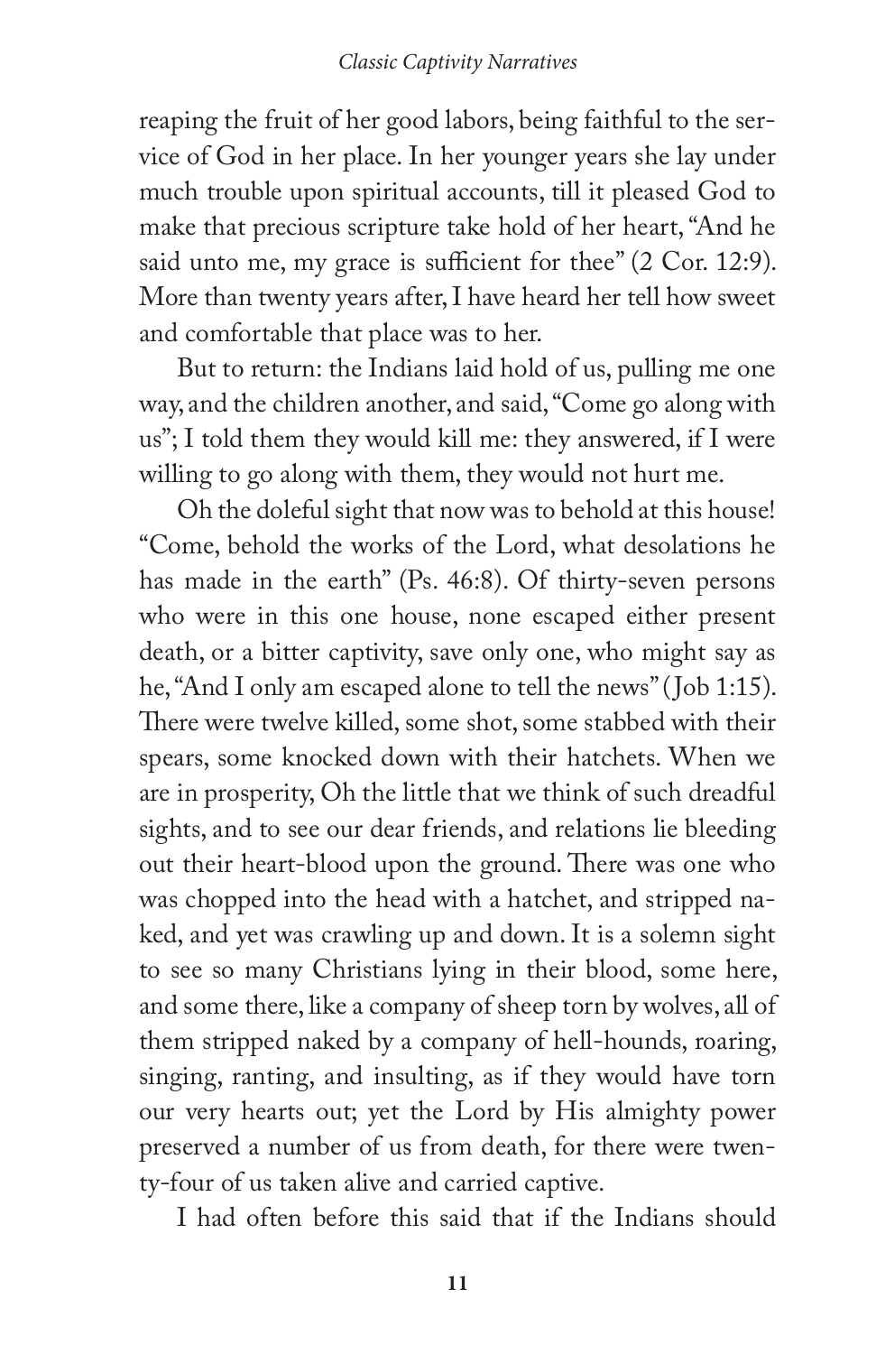reaping the fruit of her good labors, being faithful to the service of God in her place. In her younger years she lay under much trouble upon spiritual accounts, till it pleased God to make that precious scripture take hold of her heart, "And he said unto me, my grace is sufficient for thee" (2 Cor. 12:9). More than twenty years after, I have heard her tell how sweet and comfortable that place was to her.

But to return: the Indians laid hold of us, pulling me one way, and the children another, and said, "Come go along with us"; I told them they would kill me: they answered, if I were willing to go along with them, they would not hurt me.

Oh the doleful sight that now was to behold at this house! "Come, behold the works of the Lord, what desolations he has made in the earth" (Ps. 46:8). Of thirty-seven persons who were in this one house, none escaped either present death, or a bitter captivity, save only one, who might say as he, "And I only am escaped alone to tell the news" (Job 1:15). There were twelve killed, some shot, some stabbed with their spears, some knocked down with their hatchets. When we are in prosperity, Oh the little that we think of such dreadful sights, and to see our dear friends, and relations lie bleeding out their heart-blood upon the ground. There was one who was chopped into the head with a hatchet, and stripped naked, and yet was crawling up and down. It is a solemn sight to see so many Christians lying in their blood, some here, and some there, like a company of sheep torn by wolves, all of them stripped naked by a company of hell-hounds, roaring, singing, ranting, and insulting, as if they would have torn our very hearts out; yet the Lord by His almighty power preserved a number of us from death, for there were twenty-four of us taken alive and carried captive.

I had often before this said that if the Indians should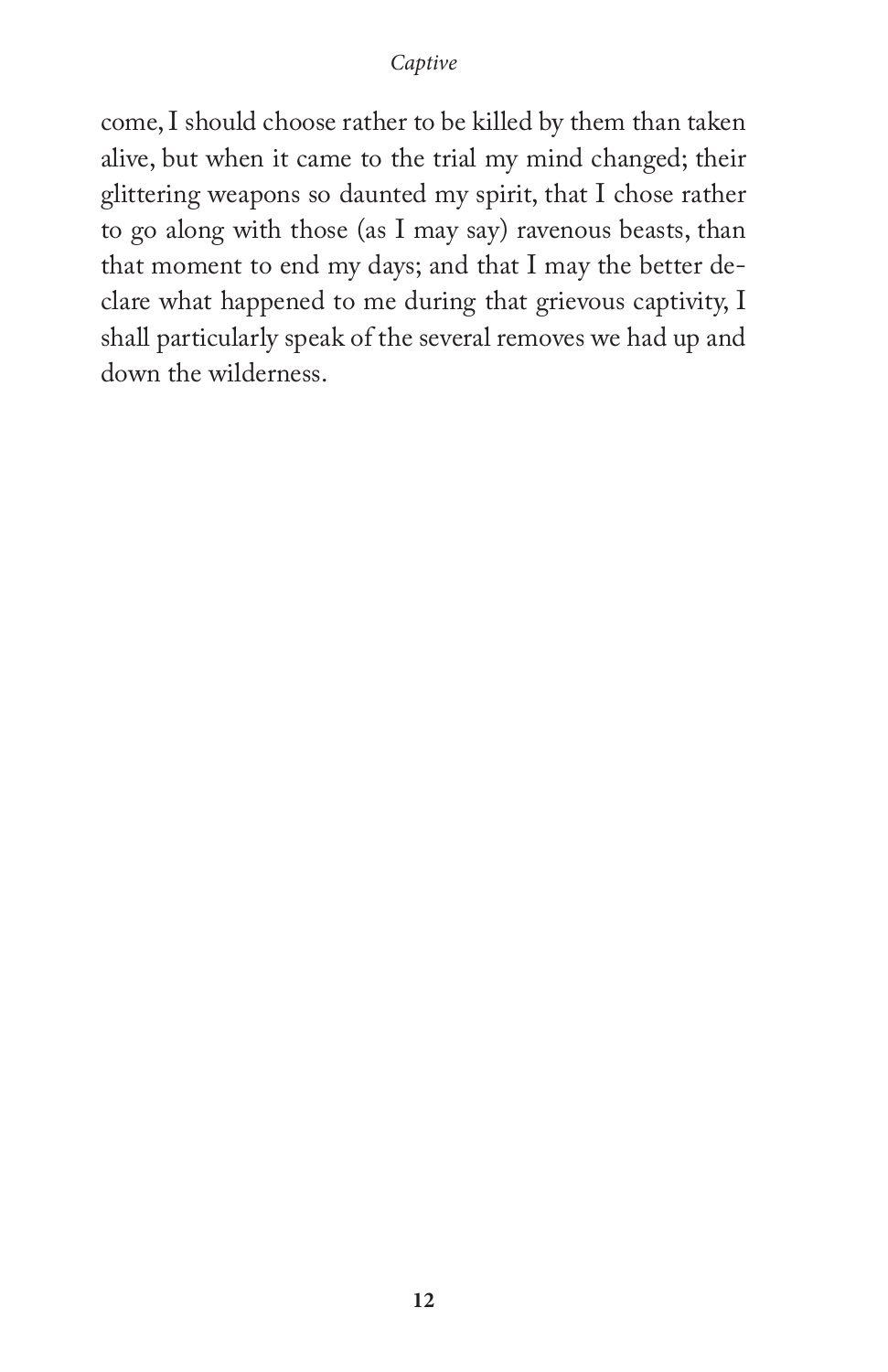come, I should choose rather to be killed by them than taken alive, but when it came to the trial my mind changed; their glittering weapons so daunted my spirit, that I chose rather to go along with those (as I may say) ravenous beasts, than that moment to end my days; and that I may the better declare what happened to me during that grievous captivity, I shall particularly speak of the several removes we had up and down the wilderness.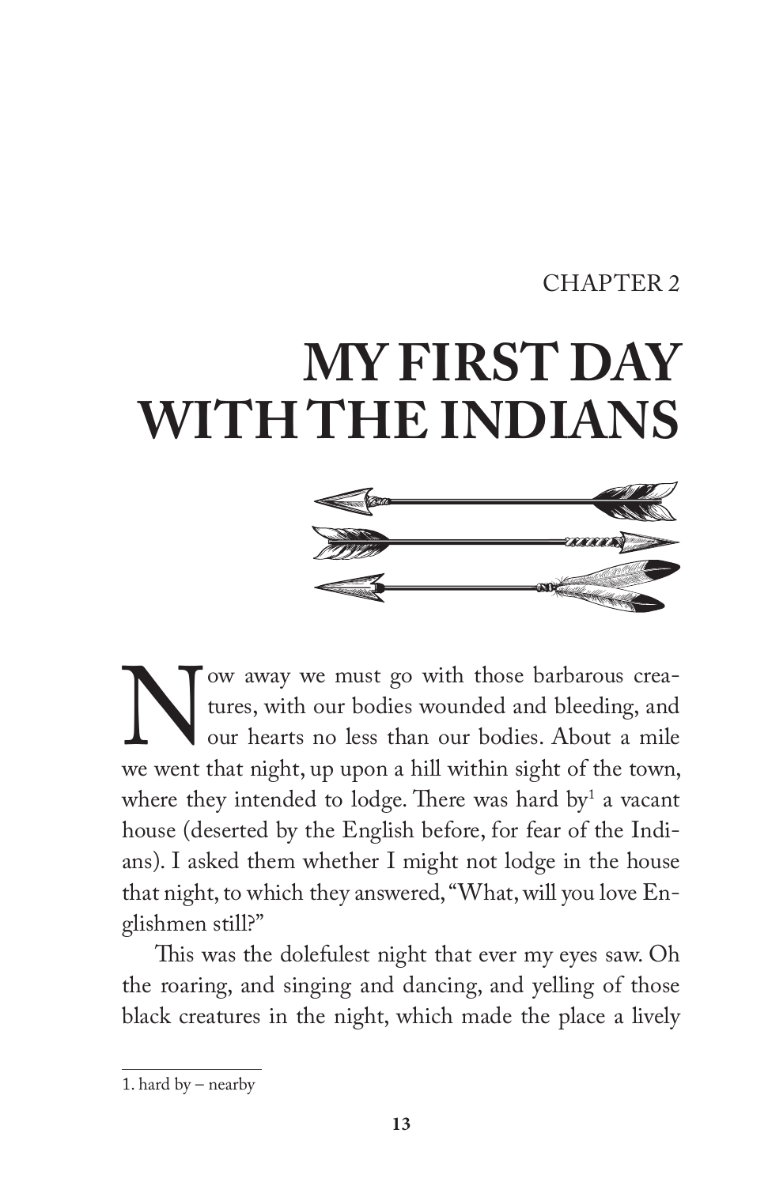CHAPTER 2

# MY FIRST DAY WITH THE INDIANS

Now away we must go with those barbarous creatures, with our bodies wounded and bleeding, and our hearts no less than our bodies. About a mile we went that night, up upon a hill within sight of the town, where they intended to lodge. There was hard by[1] a vacant house (deserted by the English before, for fear of the Indians). I asked them whether I might not lodge in the house that night, to which they answered, "What, will you love Englishmen still?"

This was the dolefulest night that ever my eyes saw. Oh the roaring, and singing and dancing, and yelling of those black creatures in the night, which made the place a lively

1. hard by – nearby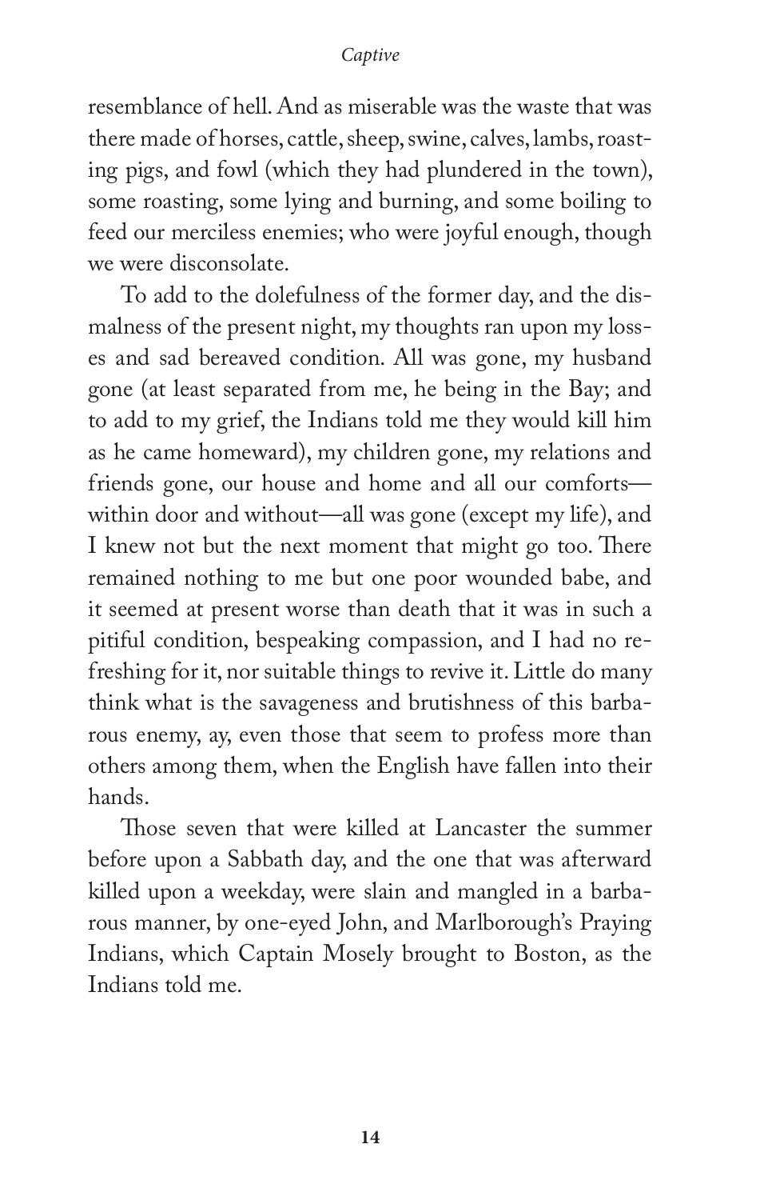resemblance of hell. And as miserable was the waste that was there made of horses, cattle, sheep, swine, calves, lambs, roasting pigs, and fowl (which they had plundered in the town), some roasting, some lying and burning, and some boiling to feed our merciless enemies; who were joyful enough, though we were disconsolate.

To add to the dolefulness of the former day, and the dismalness of the present night, my thoughts ran upon my losses and sad bereaved condition. All was gone, my husband gone (at least separated from me, he being in the Bay; and to add to my grief, the Indians told me they would kill him as he came homeward), my children gone, my relations and friends gone, our house and home and all our comforts—within door and without—all was gone (except my life), and I knew not but the next moment that might go too. There remained nothing to me but one poor wounded babe, and it seemed at present worse than death that it was in such a pitiful condition, bespeaking compassion, and I had no refreshing for it, nor suitable things to revive it. Little do many think what is the savageness and brutishness of this barbarous enemy, ay, even those that seem to profess more than others among them, when the English have fallen into their hands.

Those seven that were killed at Lancaster the summer before upon a Sabbath day, and the one that was afterward killed upon a weekday, were slain and mangled in a barbarous manner, by one-eyed John, and Marlborough's Praying Indians, which Captain Mosely brought to Boston, as the Indians told me.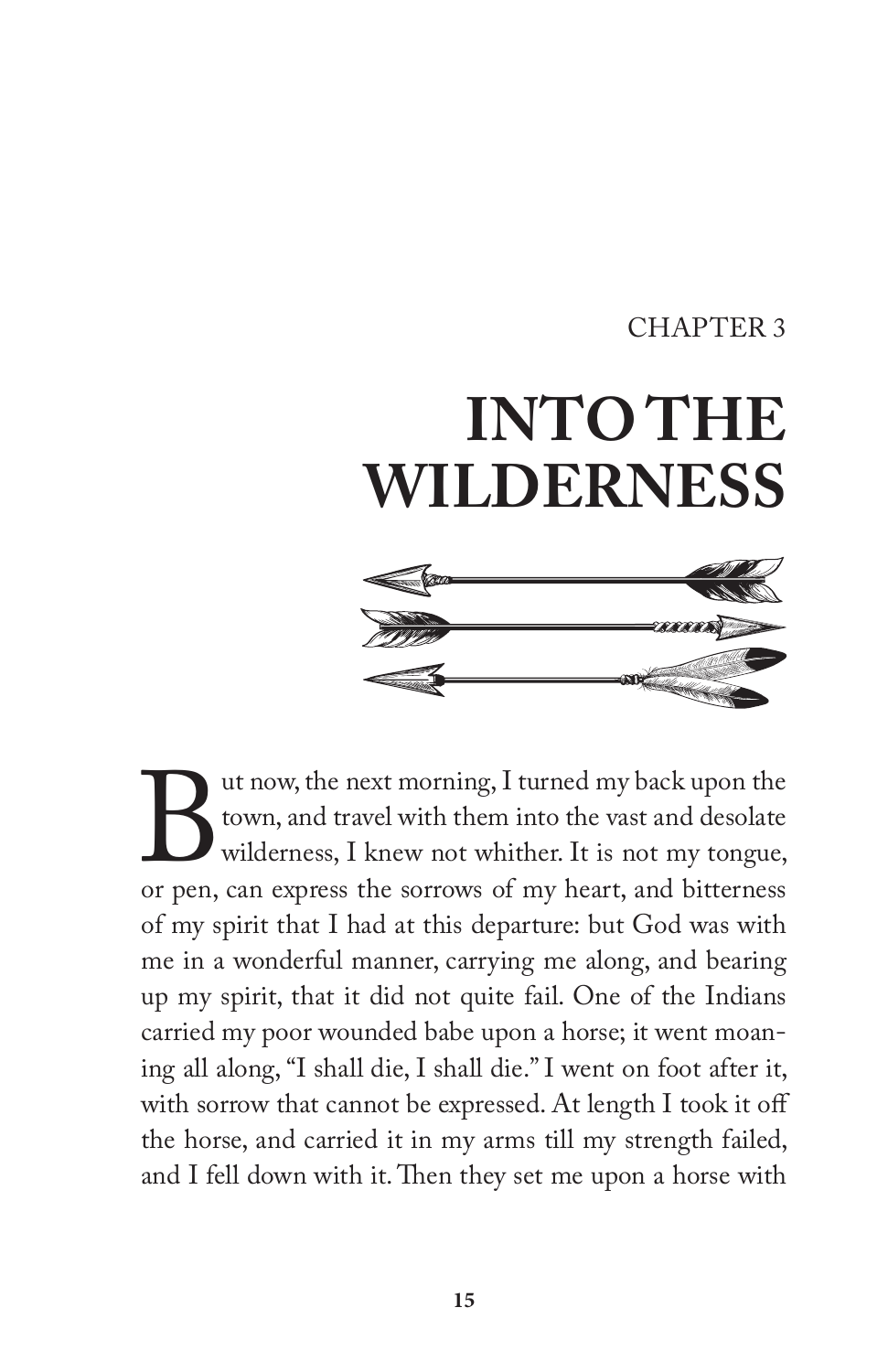CHAPTER 3

# INTO THE WILDERNESS

But now, the next morning, I turned my back upon the town, and travel with them into the vast and desolate wilderness, I knew not whither. It is not my tongue, or pen, can express the sorrows of my heart, and bitterness of my spirit that I had at this departure: but God was with me in a wonderful manner, carrying me along, and bearing up my spirit, that it did not quite fail. One of the Indians carried my poor wounded babe upon a horse; it went moaning all along, "I shall die, I shall die." I went on foot after it, with sorrow that cannot be expressed. At length I took it off the horse, and carried it in my arms till my strength failed, and I fell down with it. Then they set me upon a horse with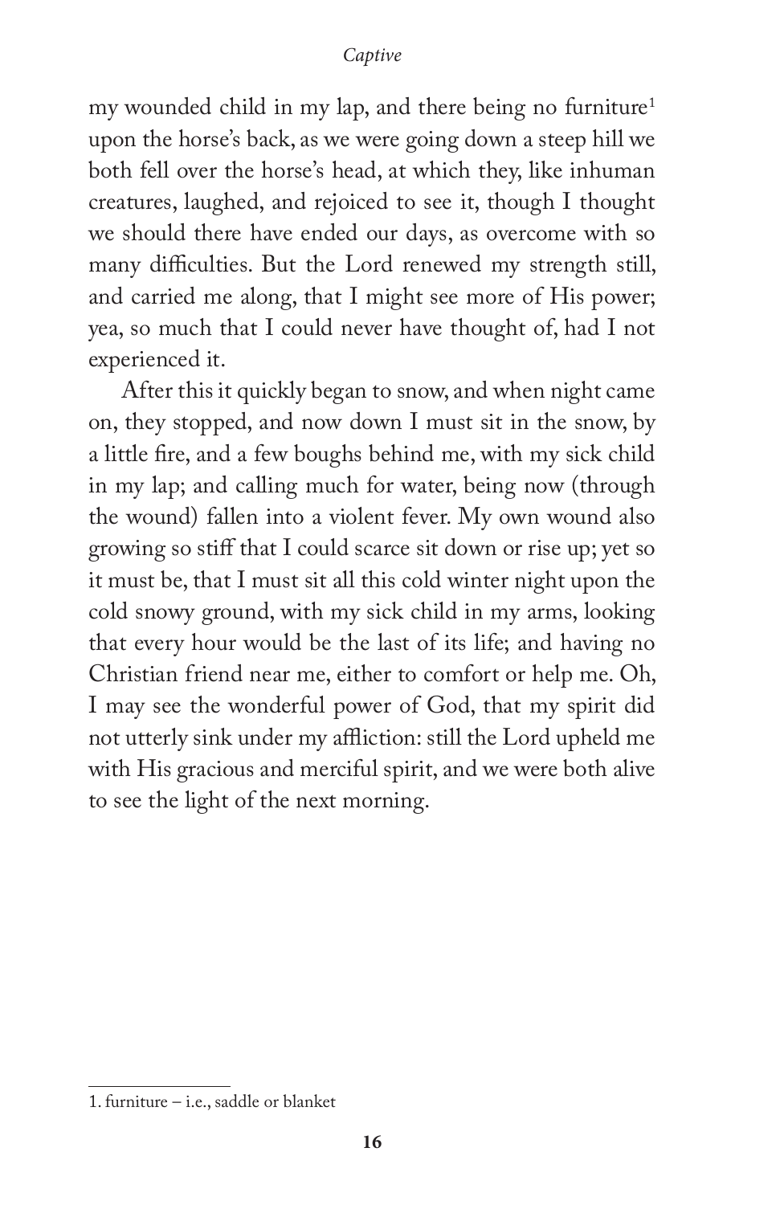my wounded child in my lap, and there being no furniture[1] upon the horse's back, as we were going down a steep hill we both fell over the horse's head, at which they, like inhuman creatures, laughed, and rejoiced to see it, though I thought we should there have ended our days, as overcome with so many difficulties. But the Lord renewed my strength still, and carried me along, that I might see more of His power; yea, so much that I could never have thought of, had I not experienced it.

After this it quickly began to snow, and when night came on, they stopped, and now down I must sit in the snow, by a little fire, and a few boughs behind me, with my sick child in my lap; and calling much for water, being now (through the wound) fallen into a violent fever. My own wound also growing so stiff that I could scarce sit down or rise up; yet so it must be, that I must sit all this cold winter night upon the cold snowy ground, with my sick child in my arms, looking that every hour would be the last of its life; and having no Christian friend near me, either to comfort or help me. Oh, I may see the wonderful power of God, that my spirit did not utterly sink under my affliction: still the Lord upheld me with His gracious and merciful spirit, and we were both alive to see the light of the next morning.

---

1. furniture – i.e., saddle or blanket